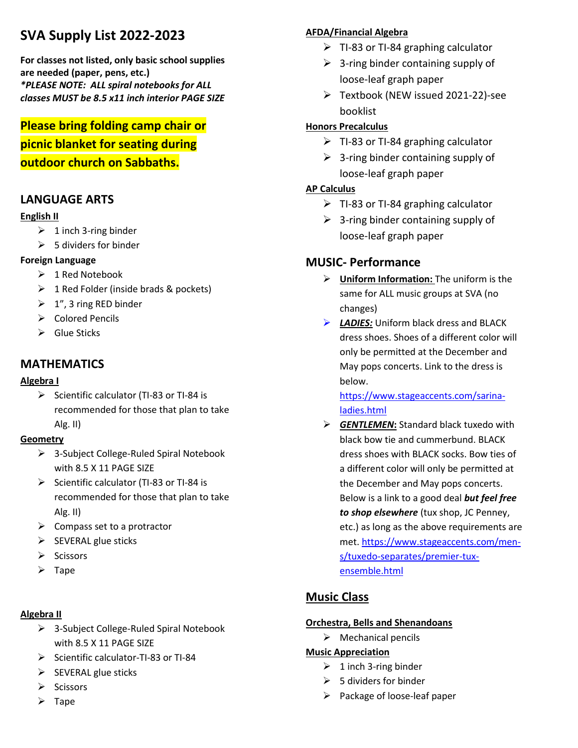# SVA Supply List 2022-2023

**For classes not listed, only basic school supplies are needed (paper, pens, etc.)**
***\*PLEASE NOTE: ALL spiral notebooks for ALL classes MUST be 8.5 x11 inch interior PAGE SIZE***

**Please bring folding camp chair or picnic blanket for seating during outdoor church on Sabbaths.**

## LANGUAGE ARTS

**English II**

- 1 inch 3-ring binder
- 5 dividers for binder

**Foreign Language**

- 1 Red Notebook
- 1 Red Folder (inside brads & pockets)
- 1", 3 ring RED binder
- Colored Pencils
- Glue Sticks

## MATHEMATICS

**Algebra I**

- Scientific calculator (TI-83 or TI-84 is recommended for those that plan to take Alg. II)

**Geometry**

- 3-Subject College-Ruled Spiral Notebook with 8.5 X 11 PAGE SIZE
- Scientific calculator (TI-83 or TI-84 is recommended for those that plan to take Alg. II)
- Compass set to a protractor
- SEVERAL glue sticks
- Scissors
- Tape

**Algebra II**

- 3-Subject College-Ruled Spiral Notebook with 8.5 X 11 PAGE SIZE
- Scientific calculator-TI-83 or TI-84
- SEVERAL glue sticks
- Scissors
- Tape

**AFDA/Financial Algebra**

- TI-83 or TI-84 graphing calculator
- 3-ring binder containing supply of loose-leaf graph paper
- Textbook (NEW issued 2021-22)-see booklist

**Honors Precalculus**

- TI-83 or TI-84 graphing calculator
- 3-ring binder containing supply of loose-leaf graph paper

**AP Calculus**

- TI-83 or TI-84 graphing calculator
- 3-ring binder containing supply of loose-leaf graph paper

## MUSIC- Performance

- **Uniform Information:** The uniform is the same for ALL music groups at SVA (no changes)
- ***LADIES:*** Uniform black dress and BLACK dress shoes. Shoes of a different color will only be permitted at the December and May pops concerts. Link to the dress is below. https://www.stageaccents.com/sarina-ladies.html
- ***GENTLEMEN*:** Standard black tuxedo with black bow tie and cummerbund. BLACK dress shoes with BLACK socks. Bow ties of a different color will only be permitted at the December and May pops concerts. Below is a link to a good deal ***but feel free to shop elsewhere*** (tux shop, JC Penney, etc.) as long as the above requirements are met. https://www.stageaccents.com/men-s/tuxedo-separates/premier-tux-ensemble.html

## Music Class

**Orchestra, Bells and Shenandoans**

- Mechanical pencils

**Music Appreciation**

- 1 inch 3-ring binder
- 5 dividers for binder
- Package of loose-leaf paper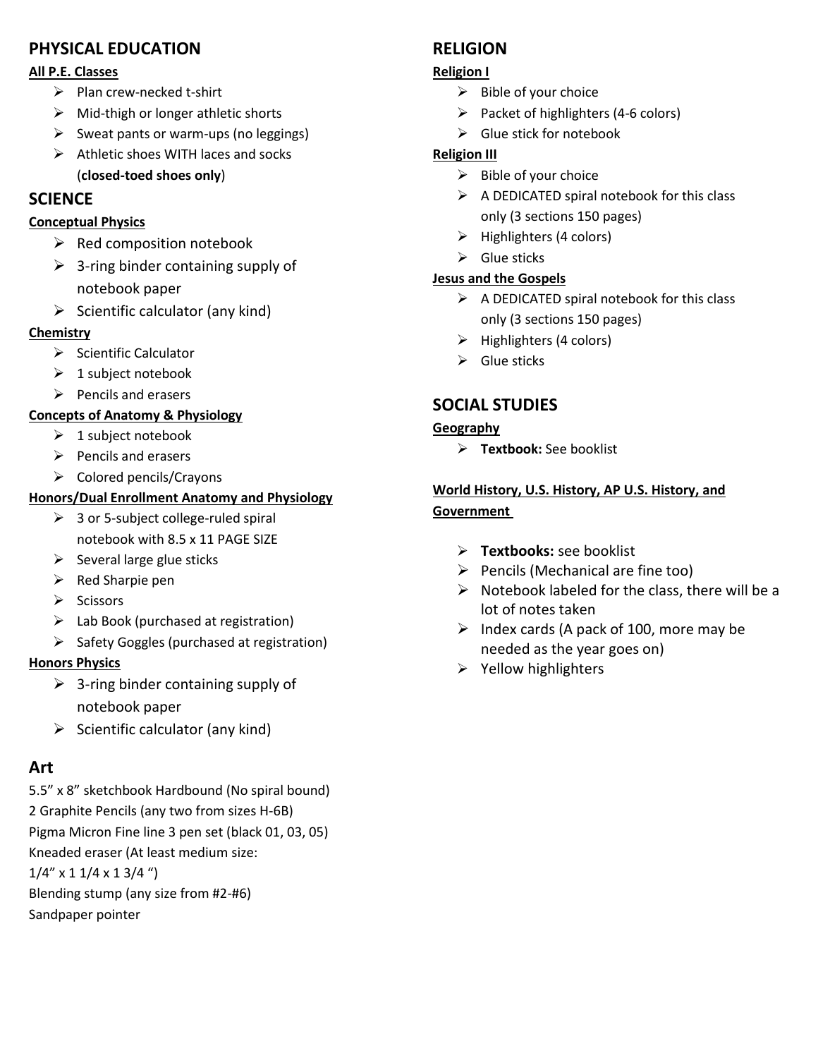## PHYSICAL EDUCATION

**All P.E. Classes**

- Plan crew-necked t-shirt
- Mid-thigh or longer athletic shorts
- Sweat pants or warm-ups (no leggings)
- Athletic shoes WITH laces and socks (**closed-toed shoes only**)

## SCIENCE

**Conceptual Physics**

- Red composition notebook
- 3-ring binder containing supply of notebook paper
- Scientific calculator (any kind)

**Chemistry**

- Scientific Calculator
- 1 subject notebook
- Pencils and erasers

**Concepts of Anatomy & Physiology**

- 1 subject notebook
- Pencils and erasers
- Colored pencils/Crayons

**Honors/Dual Enrollment Anatomy and Physiology**

- 3 or 5-subject college-ruled spiral notebook with 8.5 x 11 PAGE SIZE
- Several large glue sticks
- Red Sharpie pen
- Scissors
- Lab Book (purchased at registration)
- Safety Goggles (purchased at registration)

**Honors Physics**

- 3-ring binder containing supply of notebook paper
- Scientific calculator (any kind)

## Art

5.5" x 8" sketchbook Hardbound (No spiral bound)
2 Graphite Pencils (any two from sizes H-6B)
Pigma Micron Fine line 3 pen set (black 01, 03, 05)
Kneaded eraser (At least medium size: 1/4" x 1 1/4 x 1 3/4 ")
Blending stump (any size from #2-#6)
Sandpaper pointer

## RELIGION

**Religion I**

- Bible of your choice
- Packet of highlighters (4-6 colors)
- Glue stick for notebook

**Religion III**

- Bible of your choice
- A DEDICATED spiral notebook for this class only (3 sections 150 pages)
- Highlighters (4 colors)
- Glue sticks

**Jesus and the Gospels**

- A DEDICATED spiral notebook for this class only (3 sections 150 pages)
- Highlighters (4 colors)
- Glue sticks

## SOCIAL STUDIES

**Geography**

- **Textbook:** See booklist

**World History, U.S. History, AP U.S. History, and Government**

- **Textbooks:** see booklist
- Pencils (Mechanical are fine too)
- Notebook labeled for the class, there will be a lot of notes taken
- Index cards (A pack of 100, more may be needed as the year goes on)
- Yellow highlighters